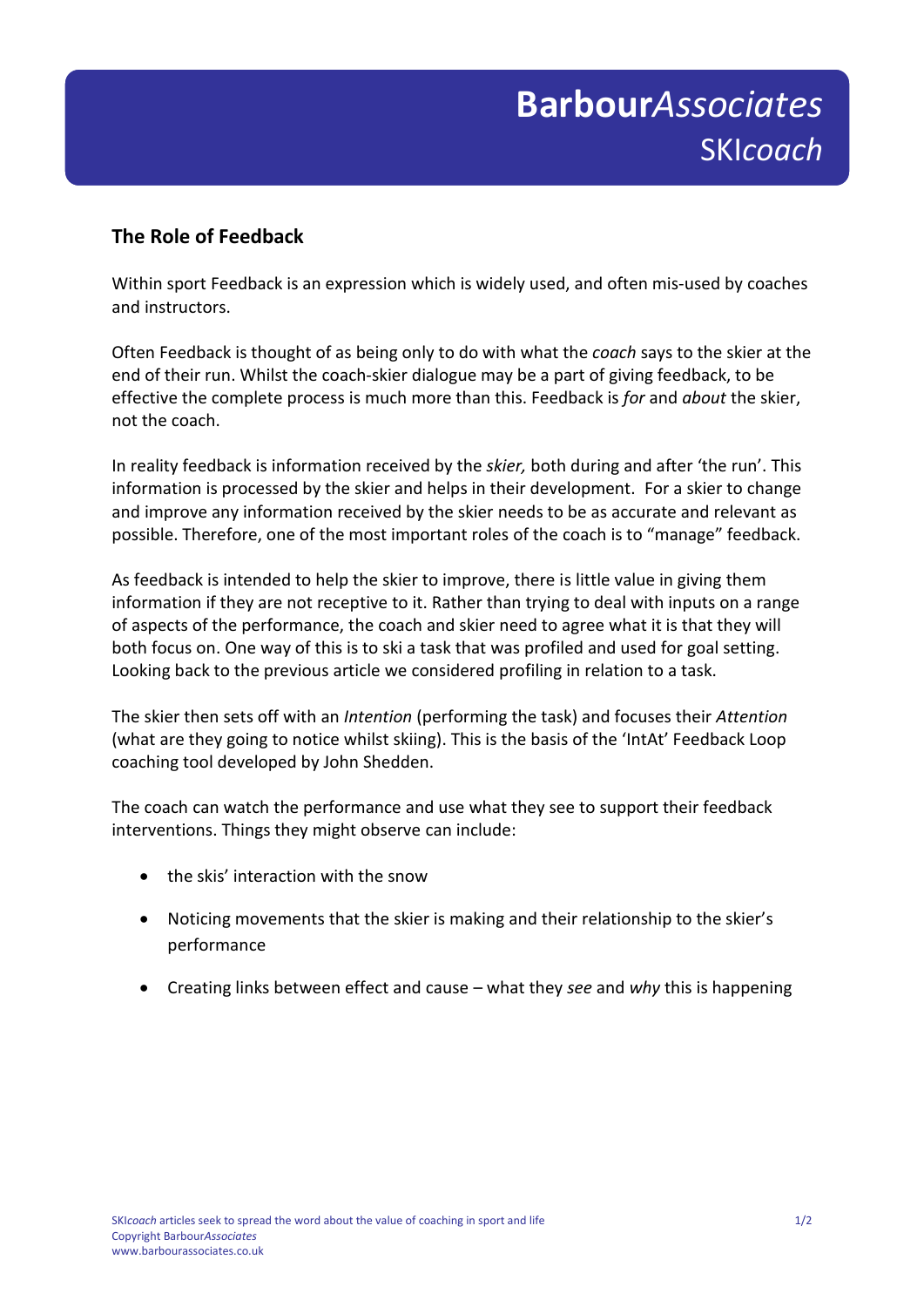**Barbour***Associates*
SKI*coach*

## The Role of Feedback

Within sport Feedback is an expression which is widely used, and often mis-used by coaches and instructors.

Often Feedback is thought of as being only to do with what the *coach* says to the skier at the end of their run. Whilst the coach-skier dialogue may be a part of giving feedback, to be effective the complete process is much more than this. Feedback is *for* and *about* the skier, not the coach.

In reality feedback is information received by the *skier,* both during and after 'the run'. This information is processed by the skier and helps in their development. For a skier to change and improve any information received by the skier needs to be as accurate and relevant as possible. Therefore, one of the most important roles of the coach is to "manage" feedback.

As feedback is intended to help the skier to improve, there is little value in giving them information if they are not receptive to it. Rather than trying to deal with inputs on a range of aspects of the performance, the coach and skier need to agree what it is that they will both focus on. One way of this is to ski a task that was profiled and used for goal setting. Looking back to the previous article we considered profiling in relation to a task.

The skier then sets off with an *Intention* (performing the task) and focuses their *Attention* (what are they going to notice whilst skiing). This is the basis of the 'IntAt' Feedback Loop coaching tool developed by John Shedden.

The coach can watch the performance and use what they see to support their feedback interventions. Things they might observe can include:

- the skis' interaction with the snow
- Noticing movements that the skier is making and their relationship to the skier's performance
- Creating links between effect and cause – what they *see* and *why* this is happening

SKI*coach* articles seek to spread the word about the value of coaching in sport and life
Copyright Barbour*Associates*
www.barbourassociates.co.uk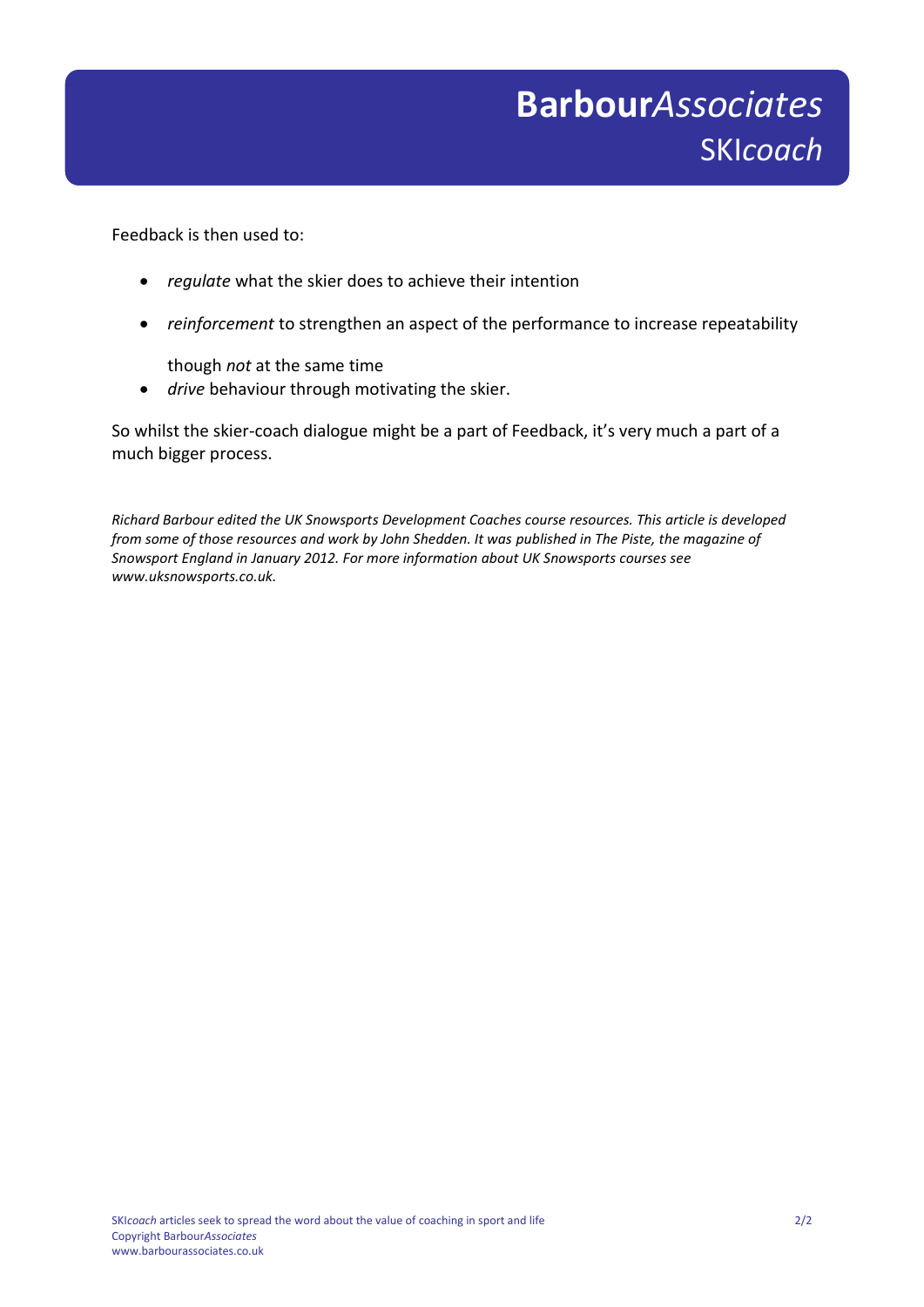Feedback is then used to:

- *regulate* what the skier does to achieve their intention
- *reinforcement* to strengthen an aspect of the performance to increase repeatability

  though *not* at the same time
- *drive* behaviour through motivating the skier.

So whilst the skier-coach dialogue might be a part of Feedback, it's very much a part of a much bigger process.

*Richard Barbour edited the UK Snowsports Development Coaches course resources. This article is developed from some of those resources and work by John Shedden. It was published in The Piste, the magazine of Snowsport England in January 2012. For more information about UK Snowsports courses see www.uksnowsports.co.uk.*